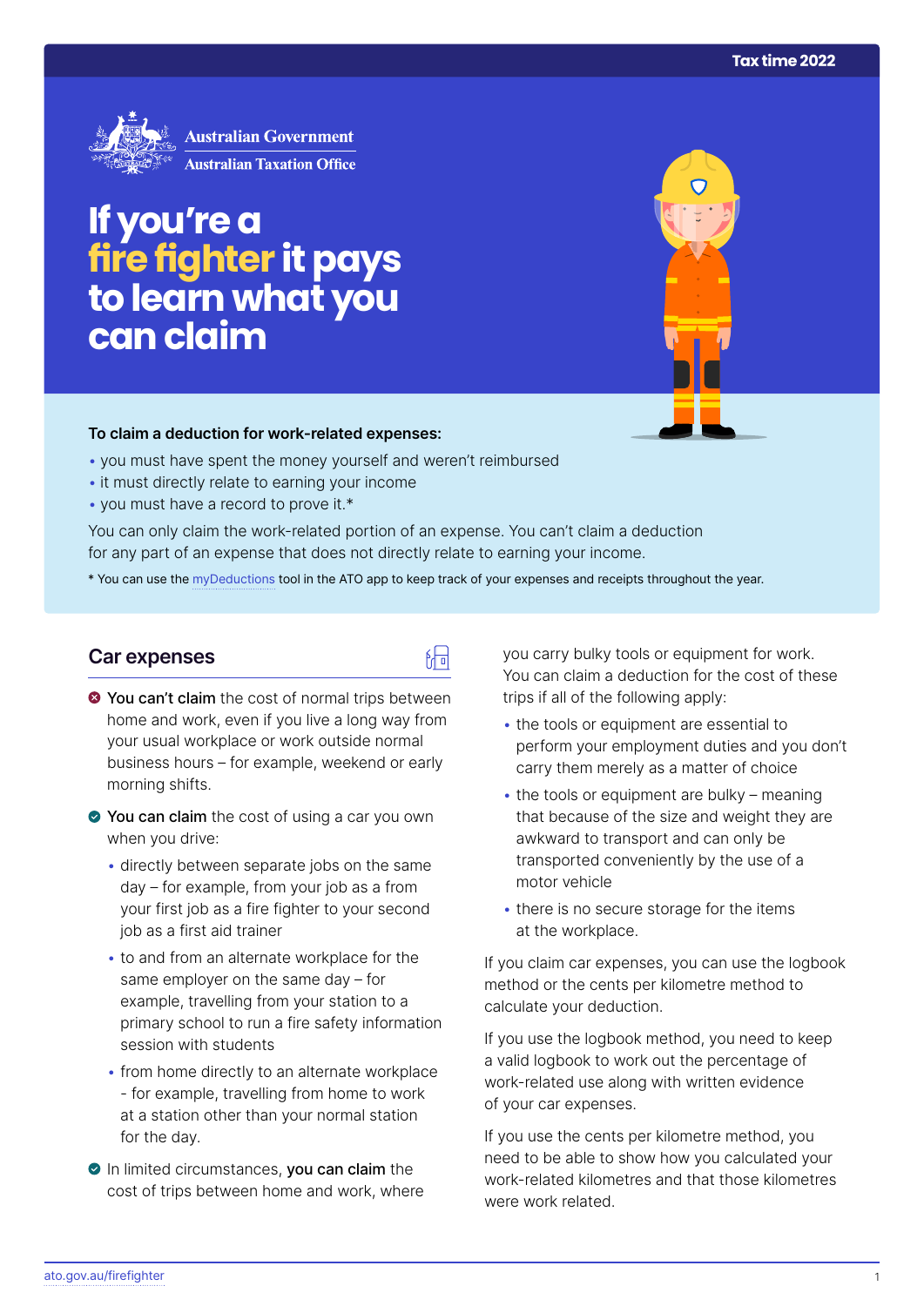Tax time 2022

Australian Government
Australian Taxation Office

# If you're a fire fighter it pays to learn what you can claim

**To claim a deduction for work-related expenses:**

- you must have spent the money yourself and weren't reimbursed
- it must directly relate to earning your income
- you must have a record to prove it.*

You can only claim the work-related portion of an expense. You can't claim a deduction for any part of an expense that does not directly relate to earning your income.

* You can use the myDeductions tool in the ATO app to keep track of your expenses and receipts throughout the year.

## Car expenses

- ❌ **You can't claim** the cost of normal trips between home and work, even if you live a long way from your usual workplace or work outside normal business hours – for example, weekend or early morning shifts.
- ✅ **You can claim** the cost of using a car you own when you drive:
  - directly between separate jobs on the same day – for example, from your job as a from your first job as a fire fighter to your second job as a first aid trainer
  - to and from an alternate workplace for the same employer on the same day – for example, travelling from your station to a primary school to run a fire safety information session with students
  - from home directly to an alternate workplace - for example, travelling from home to work at a station other than your normal station for the day.
- ✅ In limited circumstances, **you can claim** the cost of trips between home and work, where you carry bulky tools or equipment for work. You can claim a deduction for the cost of these trips if all of the following apply:
  - the tools or equipment are essential to perform your employment duties and you don't carry them merely as a matter of choice
  - the tools or equipment are bulky – meaning that because of the size and weight they are awkward to transport and can only be transported conveniently by the use of a motor vehicle
  - there is no secure storage for the items at the workplace.

If you claim car expenses, you can use the logbook method or the cents per kilometre method to calculate your deduction.

If you use the logbook method, you need to keep a valid logbook to work out the percentage of work-related use along with written evidence of your car expenses.

If you use the cents per kilometre method, you need to be able to show how you calculated your work-related kilometres and that those kilometres were work related.

ato.gov.au/firefighter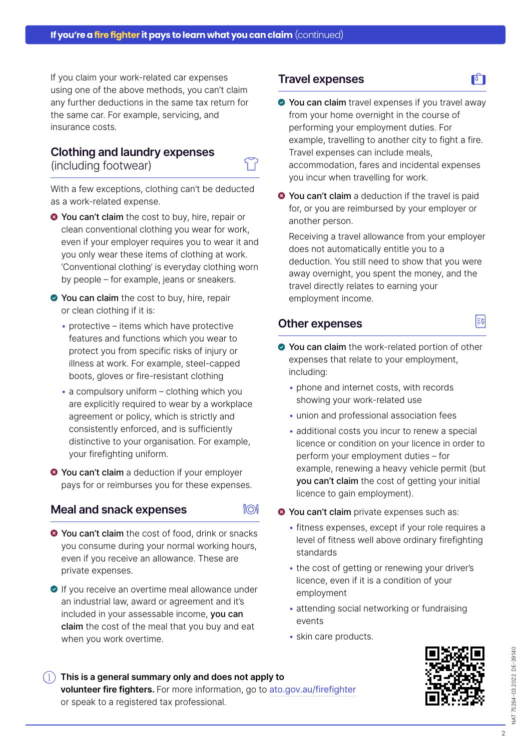If you claim your work-related car expenses using one of the above methods, you can't claim any further deductions in the same tax return for the same car. For example, servicing, and insurance costs.

## Clothing and laundry expenses (including footwear)

With a few exceptions, clothing can't be deducted as a work-related expense.

- **You can't claim** the cost to buy, hire, repair or clean conventional clothing you wear for work, even if your employer requires you to wear it and you only wear these items of clothing at work. 'Conventional clothing' is everyday clothing worn by people – for example, jeans or sneakers.
- **You can claim** the cost to buy, hire, repair or clean clothing if it is:
  - protective – items which have protective features and functions which you wear to protect you from specific risks of injury or illness at work. For example, steel-capped boots, gloves or fire-resistant clothing
  - a compulsory uniform – clothing which you are explicitly required to wear by a workplace agreement or policy, which is strictly and consistently enforced, and is sufficiently distinctive to your organisation. For example, your firefighting uniform.
- **You can't claim** a deduction if your employer pays for or reimburses you for these expenses.

## Meal and snack expenses

- **You can't claim** the cost of food, drink or snacks you consume during your normal working hours, even if you receive an allowance. These are private expenses.
- If you receive an overtime meal allowance under an industrial law, award or agreement and it's included in your assessable income, **you can claim** the cost of the meal that you buy and eat when you work overtime.

## Travel expenses

- **You can claim** travel expenses if you travel away from your home overnight in the course of performing your employment duties. For example, travelling to another city to fight a fire. Travel expenses can include meals, accommodation, fares and incidental expenses you incur when travelling for work.
- **You can't claim** a deduction if the travel is paid for, or you are reimbursed by your employer or another person.

  Receiving a travel allowance from your employer does not automatically entitle you to a deduction. You still need to show that you were away overnight, you spent the money, and the travel directly relates to earning your employment income.

## Other expenses

- **You can claim** the work-related portion of other expenses that relate to your employment, including:
  - phone and internet costs, with records showing your work-related use
  - union and professional association fees
  - additional costs you incur to renew a special licence or condition on your licence in order to perform your employment duties – for example, renewing a heavy vehicle permit (but **you can't claim** the cost of getting your initial licence to gain employment).
- **You can't claim** private expenses such as:
  - fitness expenses, except if your role requires a level of fitness well above ordinary firefighting standards
  - the cost of getting or renewing your driver's licence, even if it is a condition of your employment
  - attending social networking or fundraising events
  - skin care products.

**This is a general summary only and does not apply to volunteer fire fighters.** For more information, go to ato.gov.au/firefighter or speak to a registered tax professional.

NAT 75264-03.2022 DE-39140